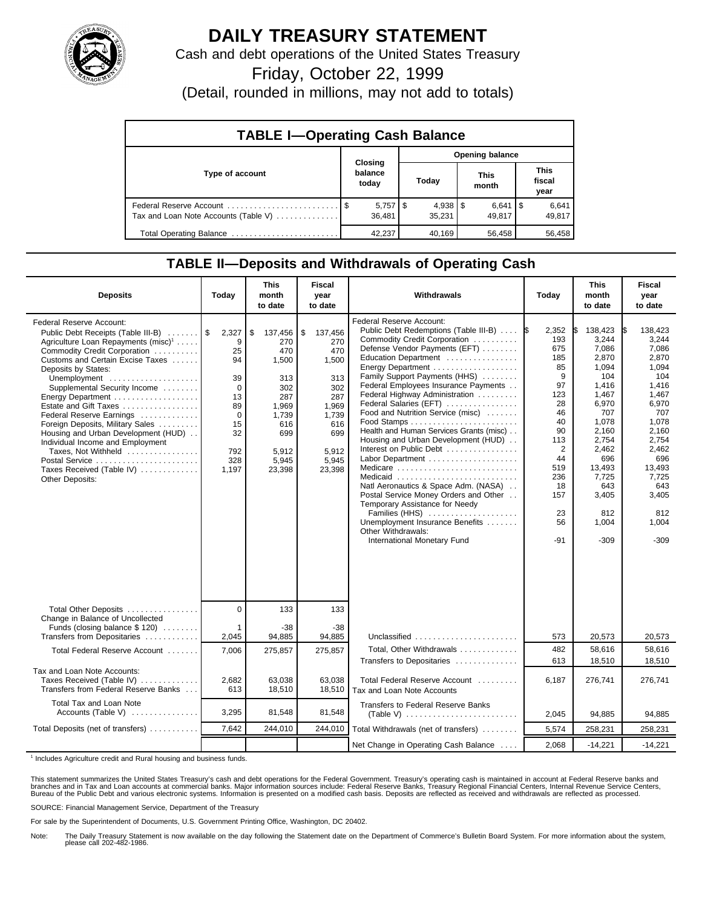# DAILY TREASURY STATEMENT

Cash and debt operations of the United States Treasury

Friday, October 22, 1999

(Detail, rounded in millions, may not add to totals)

## TABLE I—Operating Cash Balance

| Type of account | Closing balance today | Opening balance Today | This month | This fiscal year |
|---|---|---|---|---|
| Federal Reserve Account | $ 5,757 | $ 4,938 | $ 6,641 | $ 6,641 |
| Tax and Loan Note Accounts (Table V) | 36,481 | 35,231 | 49,817 | 49,817 |
| Total Operating Balance | 42,237 | 40,169 | 56,458 | 56,458 |

## TABLE II—Deposits and Withdrawals of Operating Cash

| Deposits | Today | This month to date | Fiscal year to date |
|---|---|---|---|
| Federal Reserve Account: | | | |
| Public Debt Receipts (Table III-B) | $ 2,327 | $ 137,456 | $ 137,456 |
| Agriculture Loan Repayments (misc)[1] | 9 | 270 | 270 |
| Commodity Credit Corporation | 25 | 470 | 470 |
| Customs and Certain Excise Taxes | 94 | 1,500 | 1,500 |
| Deposits by States: | | | |
| Unemployment | 39 | 313 | 313 |
| Supplemental Security Income | 0 | 302 | 302 |
| Energy Department | 13 | 287 | 287 |
| Estate and Gift Taxes | 89 | 1,969 | 1,969 |
| Federal Reserve Earnings | 0 | 1,739 | 1,739 |
| Foreign Deposits, Military Sales | 15 | 616 | 616 |
| Housing and Urban Development (HUD) | 32 | 699 | 699 |
| Individual Income and Employment Taxes, Not Withheld | 792 | 5,912 | 5,912 |
| Postal Service | 328 | 5,945 | 5,945 |
| Taxes Received (Table IV) | 1,197 | 23,398 | 23,398 |
| Other Deposits: | | | |
| Total Other Deposits | 0 | 133 | 133 |
| Change in Balance of Uncollected Funds (closing balance $ 120) | 1 | -38 | -38 |
| Transfers from Depositaries | 2,045 | 94,885 | 94,885 |
| Total Federal Reserve Account | 7,006 | 275,857 | 275,857 |
| Tax and Loan Note Accounts: | | | |
| Taxes Received (Table IV) | 2,682 | 63,038 | 63,038 |
| Transfers from Federal Reserve Banks | 613 | 18,510 | 18,510 |
| Total Tax and Loan Note Accounts (Table V) | 3,295 | 81,548 | 81,548 |
| Total Deposits (net of transfers) | 7,642 | 244,010 | 244,010 |

| Withdrawals | Today | This month to date | Fiscal year to date |
|---|---|---|---|
| Federal Reserve Account: | | | |
| Public Debt Redemptions (Table III-B) | $ 2,352 | $ 138,423 | $ 138,423 |
| Commodity Credit Corporation | 193 | 3,244 | 3,244 |
| Defense Vendor Payments (EFT) | 675 | 7,086 | 7,086 |
| Education Department | 185 | 2,870 | 2,870 |
| Energy Department | 85 | 1,094 | 1,094 |
| Family Support Payments (HHS) | 9 | 104 | 104 |
| Federal Employees Insurance Payments | 97 | 1,416 | 1,416 |
| Federal Highway Administration | 123 | 1,467 | 1,467 |
| Federal Salaries (EFT) | 28 | 6,970 | 6,970 |
| Food and Nutrition Service (misc) | 46 | 707 | 707 |
| Food Stamps | 40 | 1,078 | 1,078 |
| Health and Human Services Grants (misc) | 90 | 2,160 | 2,160 |
| Housing and Urban Development (HUD) | 113 | 2,754 | 2,754 |
| Interest on Public Debt | 2 | 2,462 | 2,462 |
| Labor Department | 44 | 696 | 696 |
| Medicare | 519 | 13,493 | 13,493 |
| Medicaid | 236 | 7,725 | 7,725 |
| Natl Aeronautics & Space Adm. (NASA) | 18 | 643 | 643 |
| Postal Service Money Orders and Other | 157 | 3,405 | 3,405 |
| Temporary Assistance for Needy Families (HHS) | 23 | 812 | 812 |
| Unemployment Insurance Benefits | 56 | 1,004 | 1,004 |
| Other Withdrawals: | | | |
| International Monetary Fund | -91 | -309 | -309 |
| Unclassified | 573 | 20,573 | 20,573 |
| Total, Other Withdrawals | 482 | 58,616 | 58,616 |
| Transfers to Depositaries | 613 | 18,510 | 18,510 |
| Total Federal Reserve Account | 6,187 | 276,741 | 276,741 |
| Tax and Loan Note Accounts | | | |
| Transfers to Federal Reserve Banks (Table V) | 2,045 | 94,885 | 94,885 |
| Total Withdrawals (net of transfers) | 5,574 | 258,231 | 258,231 |
| Net Change in Operating Cash Balance | 2,068 | -14,221 | -14,221 |

[1] Includes Agriculture credit and Rural housing and business funds.

This statement summarizes the United States Treasury's cash and debt operations for the Federal Government. Treasury's operating cash is maintained in account at Federal Reserve banks and branches and in Tax and Loan accounts at commercial banks. Major information sources include: Federal Reserve Banks, Treasury Regional Financial Centers, Internal Revenue Service Centers, Bureau of the Public Debt and various electronic systems. Information is presented on a modified cash basis. Deposits are reflected as received and withdrawals are reflected as processed.

SOURCE: Financial Management Service, Department of the Treasury

For sale by the Superintendent of Documents, U.S. Government Printing Office, Washington, DC 20402.

Note: The Daily Treasury Statement is now available on the day following the Statement date on the Department of Commerce's Bulletin Board System. For more information about the system, please call 202-482-1986.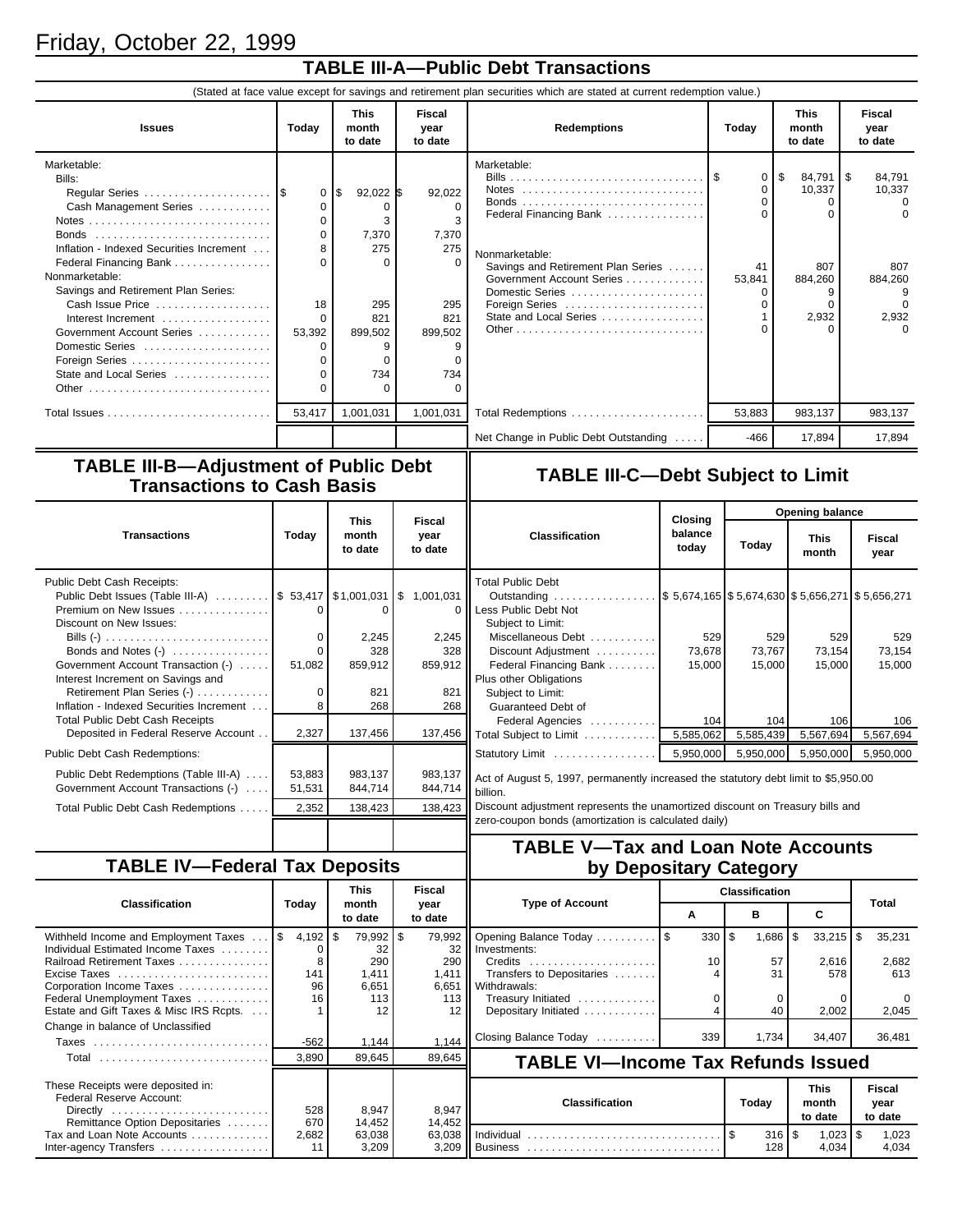Friday, October 22, 1999

## TABLE III-A—Public Debt Transactions

(Stated at face value except for savings and retirement plan securities which are stated at current redemption value.)

| Issues | Today | This month to date | Fiscal year to date |
|---|---|---|---|
| Marketable: | | | |
| Bills: | | | |
| Regular Series | $ 0 | $ 92,022 | $ 92,022 |
| Cash Management Series | 0 | 0 | 0 |
| Notes | 0 | 3 | 3 |
| Bonds | 0 | 7,370 | 7,370 |
| Inflation - Indexed Securities Increment | 8 | 275 | 275 |
| Federal Financing Bank | 0 | 0 | 0 |
| Nonmarketable: | | | |
| Savings and Retirement Plan Series: | | | |
| Cash Issue Price | 18 | 295 | 295 |
| Interest Increment | 0 | 821 | 821 |
| Government Account Series | 53,392 | 899,502 | 899,502 |
| Domestic Series | 0 | 9 | 9 |
| Foreign Series | 0 | 0 | 0 |
| State and Local Series | 0 | 734 | 734 |
| Other | 0 | 0 | 0 |
| Total Issues | 53,417 | 1,001,031 | 1,001,031 |

| Redemptions | Today | This month to date | Fiscal year to date |
|---|---|---|---|
| Marketable: | | | |
| Bills | $ 0 | $ 84,791 | $ 84,791 |
| Notes | 0 | 10,337 | 10,337 |
| Bonds | 0 | 0 | 0 |
| Federal Financing Bank | 0 | 0 | 0 |
| Nonmarketable: | | | |
| Savings and Retirement Plan Series | 41 | 807 | 807 |
| Government Account Series | 53,841 | 884,260 | 884,260 |
| Domestic Series | 0 | 9 | 9 |
| Foreign Series | 0 | 0 | 0 |
| State and Local Series | 1 | 2,932 | 2,932 |
| Other | 0 | 0 | 0 |
| Total Redemptions | 53,883 | 983,137 | 983,137 |
| Net Change in Public Debt Outstanding | -466 | 17,894 | 17,894 |

## TABLE III-B—Adjustment of Public Debt Transactions to Cash Basis

| Transactions | Today | This month to date | Fiscal year to date |
|---|---|---|---|
| Public Debt Cash Receipts: | | | |
| Public Debt Issues (Table III-A) | $ 53,417 | $1,001,031 | $ 1,001,031 |
| Premium on New Issues | 0 | 0 | 0 |
| Discount on New Issues: | | | |
| Bills (-) | 0 | 2,245 | 2,245 |
| Bonds and Notes (-) | 0 | 328 | 328 |
| Government Account Transaction (-) | 51,082 | 859,912 | 859,912 |
| Interest Increment on Savings and Retirement Plan Series (-) | 0 | 821 | 821 |
| Inflation - Indexed Securities Increment | 8 | 268 | 268 |
| Total Public Debt Cash Receipts Deposited in Federal Reserve Account | 2,327 | 137,456 | 137,456 |
| Public Debt Cash Redemptions: | | | |
| Public Debt Redemptions (Table III-A) | 53,883 | 983,137 | 983,137 |
| Government Account Transactions (-) | 51,531 | 844,714 | 844,714 |
| Total Public Debt Cash Redemptions | 2,352 | 138,423 | 138,423 |

## TABLE III-C—Debt Subject to Limit

| Classification | Closing balance today | Opening balance Today | Opening balance This month | Opening balance Fiscal year |
|---|---|---|---|---|
| Total Public Debt Outstanding | $ 5,674,165 | $ 5,674,630 | $ 5,656,271 | $ 5,656,271 |
| Less Public Debt Not Subject to Limit: | | | | |
| Miscellaneous Debt | 529 | 529 | 529 | 529 |
| Discount Adjustment | 73,678 | 73,767 | 73,154 | 73,154 |
| Federal Financing Bank | 15,000 | 15,000 | 15,000 | 15,000 |
| Plus other Obligations Subject to Limit: | | | | |
| Guaranteed Debt of Federal Agencies | 104 | 104 | 106 | 106 |
| Total Subject to Limit | 5,585,062 | 5,585,439 | 5,567,694 | 5,567,694 |
| Statutory Limit | 5,950,000 | 5,950,000 | 5,950,000 | 5,950,000 |

Act of August 5, 1997, permanently increased the statutory debt limit to $5,950.00 billion.

Discount adjustment represents the unamortized discount on Treasury bills and zero-coupon bonds (amortization is calculated daily)

## TABLE IV—Federal Tax Deposits

| Classification | Today | This month to date | Fiscal year to date |
|---|---|---|---|
| Withheld Income and Employment Taxes | $ 4,192 | $ 79,992 | $ 79,992 |
| Individual Estimated Income Taxes | 0 | 32 | 32 |
| Railroad Retirement Taxes | 8 | 290 | 290 |
| Excise Taxes | 141 | 1,411 | 1,411 |
| Corporation Income Taxes | 96 | 6,651 | 6,651 |
| Federal Unemployment Taxes | 16 | 113 | 113 |
| Estate and Gift Taxes & Misc IRS Rcpts. | 1 | 12 | 12 |
| Change in balance of Unclassified Taxes | -562 | 1,144 | 1,144 |
| Total | 3,890 | 89,645 | 89,645 |
| These Receipts were deposited in: | | | |
| Federal Reserve Account: | | | |
| Directly | 528 | 8,947 | 8,947 |
| Remittance Option Depositaries | 670 | 14,452 | 14,452 |
| Tax and Loan Note Accounts | 2,682 | 63,038 | 63,038 |
| Inter-agency Transfers | 11 | 3,209 | 3,209 |

## TABLE V—Tax and Loan Note Accounts by Depositary Category

| Type of Account | Classification A | Classification B | Classification C | Total |
|---|---|---|---|---|
| Opening Balance Today | $ 330 | $ 1,686 | $ 33,215 | $ 35,231 |
| Investments: | | | | |
| Credits | 10 | 57 | 2,616 | 2,682 |
| Transfers to Depositaries | 4 | 31 | 578 | 613 |
| Withdrawals: | | | | |
| Treasury Initiated | 0 | 0 | 0 | 0 |
| Depositary Initiated | 4 | 40 | 2,002 | 2,045 |
| Closing Balance Today | 339 | 1,734 | 34,407 | 36,481 |

## TABLE VI—Income Tax Refunds Issued

| Classification | Today | This month to date | Fiscal year to date |
|---|---|---|---|
| Individual | $ 316 | $ 1,023 | $ 1,023 |
| Business | 128 | 4,034 | 4,034 |